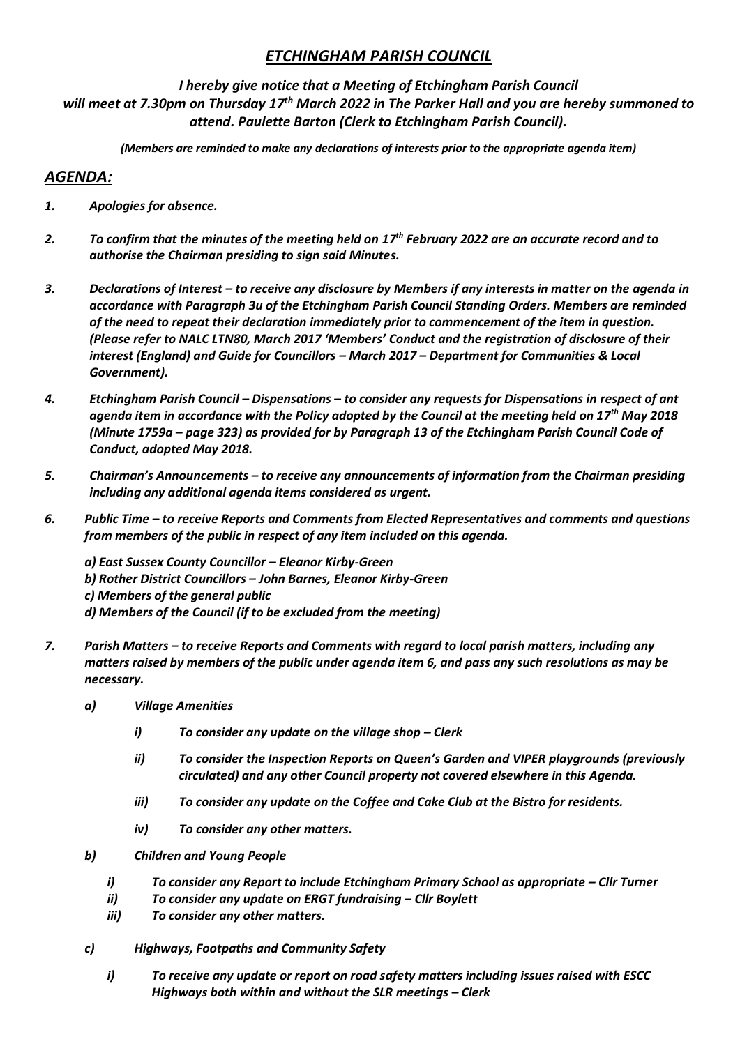# *ETCHINGHAM PARISH COUNCIL*

***I hereby give notice that a Meeting of Etchingham Parish Council will meet at 7.30pm on Thursday 17th March 2022 in The Parker Hall and you are hereby summoned to attend. Paulette Barton (Clerk to Etchingham Parish Council).***

***(Members are reminded to make any declarations of interests prior to the appropriate agenda item)***

## *AGENDA:*

1. ***Apologies for absence.***

2. ***To confirm that the minutes of the meeting held on 17th February 2022 are an accurate record and to authorise the Chairman presiding to sign said Minutes.***

3. ***Declarations of Interest – to receive any disclosure by Members if any interests in matter on the agenda in accordance with Paragraph 3u of the Etchingham Parish Council Standing Orders. Members are reminded of the need to repeat their declaration immediately prior to commencement of the item in question. (Please refer to NALC LTN80, March 2017 'Members' Conduct and the registration of disclosure of their interest (England) and Guide for Councillors – March 2017 – Department for Communities & Local Government).***

4. ***Etchingham Parish Council – Dispensations – to consider any requests for Dispensations in respect of ant agenda item in accordance with the Policy adopted by the Council at the meeting held on 17th May 2018 (Minute 1759a – page 323) as provided for by Paragraph 13 of the Etchingham Parish Council Code of Conduct, adopted May 2018.***

5. ***Chairman's Announcements – to receive any announcements of information from the Chairman presiding including any additional agenda items considered as urgent.***

6. ***Public Time – to receive Reports and Comments from Elected Representatives and comments and questions from members of the public in respect of any item included on this agenda.***

   ***a) East Sussex County Councillor – Eleanor Kirby-Green***
   ***b) Rother District Councillors – John Barnes, Eleanor Kirby-Green***
   ***c) Members of the general public***
   ***d) Members of the Council (if to be excluded from the meeting)***

7. ***Parish Matters – to receive Reports and Comments with regard to local parish matters, including any matters raised by members of the public under agenda item 6, and pass any such resolutions as may be necessary.***

   ***a) Village Amenities***

      ***i) To consider any update on the village shop – Clerk***

      ***ii) To consider the Inspection Reports on Queen's Garden and VIPER playgrounds (previously circulated) and any other Council property not covered elsewhere in this Agenda.***

      ***iii) To consider any update on the Coffee and Cake Club at the Bistro for residents.***

      ***iv) To consider any other matters.***

   ***b) Children and Young People***

      ***i) To consider any Report to include Etchingham Primary School as appropriate – Cllr Turner***
      ***ii) To consider any update on ERGT fundraising – Cllr Boylett***
      ***iii) To consider any other matters.***

   ***c) Highways, Footpaths and Community Safety***

      ***i) To receive any update or report on road safety matters including issues raised with ESCC Highways both within and without the SLR meetings – Clerk***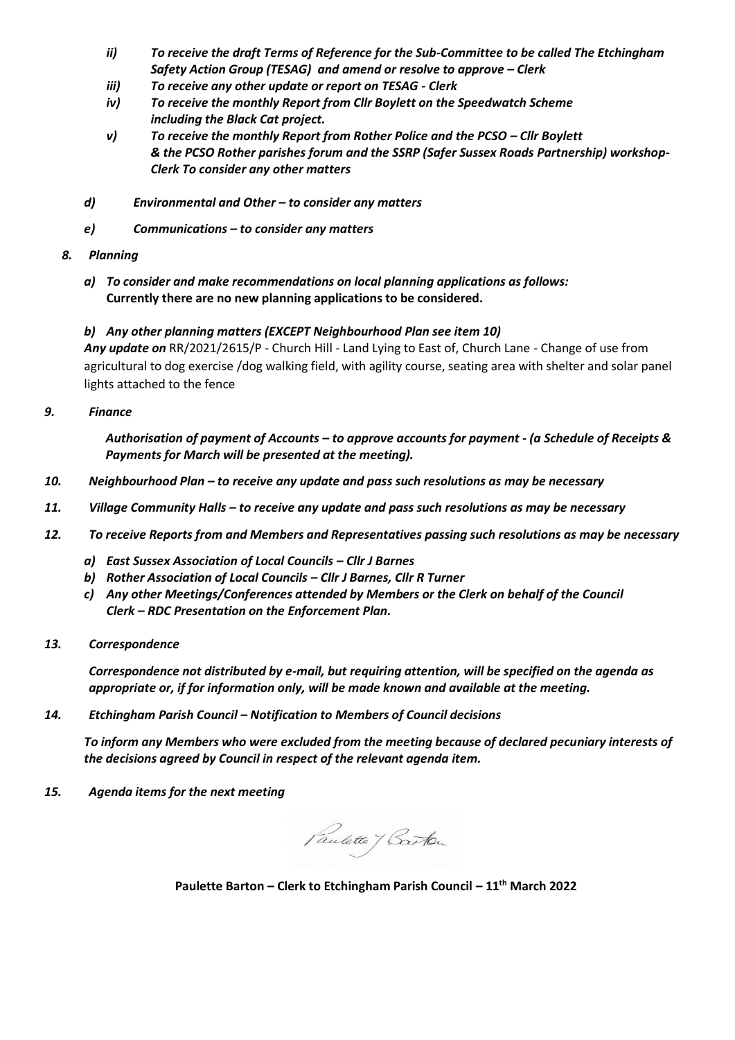*ii) To receive the draft Terms of Reference for the Sub-Committee to be called The Etchingham Safety Action Group (TESAG) and amend or resolve to approve – Clerk*

*iii) To receive any other update or report on TESAG - Clerk*

*iv) To receive the monthly Report from Cllr Boylett on the Speedwatch Scheme including the Black Cat project.*

*v) To receive the monthly Report from Rother Police and the PCSO – Cllr Boylett & the PCSO Rother parishes forum and the SSRP (Safer Sussex Roads Partnership) workshop- Clerk To consider any other matters*

*d) Environmental and Other – to consider any matters*

*e) Communications – to consider any matters*

*8. Planning*

*a) To consider and make recommendations on local planning applications as follows:*
**Currently there are no new planning applications to be considered.**

*b) Any other planning matters (EXCEPT Neighbourhood Plan see item 10)*
***Any update on*** RR/2021/2615/P - Church Hill - Land Lying to East of, Church Lane - Change of use from agricultural to dog exercise /dog walking field, with agility course, seating area with shelter and solar panel lights attached to the fence

*9. Finance*

*Authorisation of payment of Accounts – to approve accounts for payment - (a Schedule of Receipts & Payments for March will be presented at the meeting).*

*10. Neighbourhood Plan – to receive any update and pass such resolutions as may be necessary*

*11. Village Community Halls – to receive any update and pass such resolutions as may be necessary*

*12. To receive Reports from and Members and Representatives passing such resolutions as may be necessary*

*a) East Sussex Association of Local Councils – Cllr J Barnes*
*b) Rother Association of Local Councils – Cllr J Barnes, Cllr R Turner*
*c) Any other Meetings/Conferences attended by Members or the Clerk on behalf of the Council Clerk – RDC Presentation on the Enforcement Plan.*

*13. Correspondence*

*Correspondence not distributed by e-mail, but requiring attention, will be specified on the agenda as appropriate or, if for information only, will be made known and available at the meeting.*

*14. Etchingham Parish Council – Notification to Members of Council decisions*

*To inform any Members who were excluded from the meeting because of declared pecuniary interests of the decisions agreed by Council in respect of the relevant agenda item.*

*15. Agenda items for the next meeting*

Paulette J Barton

**Paulette Barton – Clerk to Etchingham Parish Council – 11th March 2022**